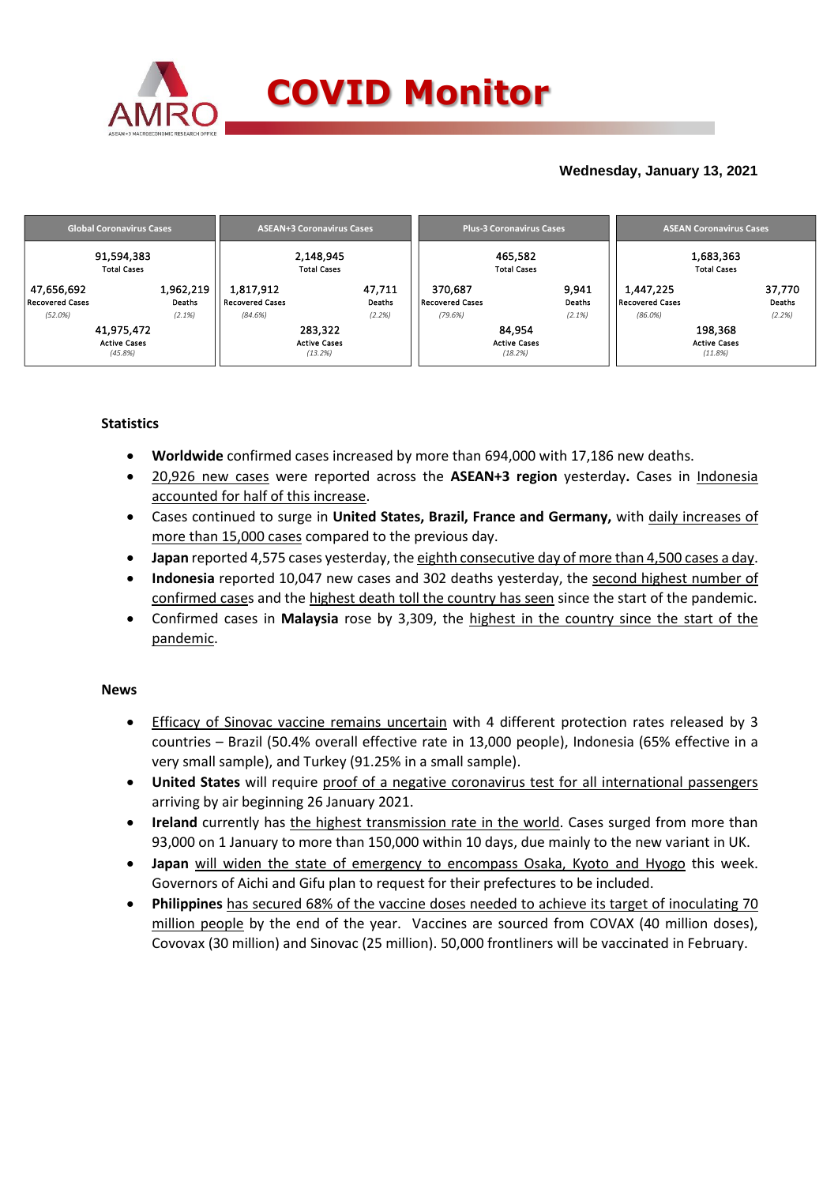# COVID Monitor

**Wednesday, January 13, 2021**

| Global Coronavirus Cases | | ASEAN+3 Coronavirus Cases | | Plus-3 Coronavirus Cases | | ASEAN Coronavirus Cases | |
|---|---|---|---|---|---|---|---|
| 91,594,383<br>Total Cases | | 2,148,945<br>Total Cases | | 465,582<br>Total Cases | | 1,683,363<br>Total Cases | |
| 47,656,692<br>Recovered Cases<br>*(52.0%)* | 1,962,219<br>Deaths<br>*(2.1%)* | 1,817,912<br>Recovered Cases<br>*(84.6%)* | 47,711<br>Deaths<br>*(2.2%)* | 370,687<br>Recovered Cases<br>*(79.6%)* | 9,941<br>Deaths<br>*(2.1%)* | 1,447,225<br>Recovered Cases<br>*(86.0%)* | 37,770<br>Deaths<br>*(2.2%)* |
| 41,975,472<br>Active Cases<br>*(45.8%)* | | 283,322<br>Active Cases<br>*(13.2%)* | | 84,954<br>Active Cases<br>*(18.2%)* | | 198,368<br>Active Cases<br>*(11.8%)* | |

### Statistics

- **Worldwide** confirmed cases increased by more than 694,000 with 17,186 new deaths.
- 20,926 new cases were reported across the **ASEAN+3 region** yesterday**.** Cases in Indonesia accounted for half of this increase.
- Cases continued to surge in **United States, Brazil, France and Germany,** with daily increases of more than 15,000 cases compared to the previous day.
- **Japan** reported 4,575 cases yesterday, the eighth consecutive day of more than 4,500 cases a day.
- **Indonesia** reported 10,047 new cases and 302 deaths yesterday, the second highest number of confirmed cases and the highest death toll the country has seen since the start of the pandemic.
- Confirmed cases in **Malaysia** rose by 3,309, the highest in the country since the start of the pandemic.

### News

- Efficacy of Sinovac vaccine remains uncertain with 4 different protection rates released by 3 countries – Brazil (50.4% overall effective rate in 13,000 people), Indonesia (65% effective in a very small sample), and Turkey (91.25% in a small sample).
- **United States** will require proof of a negative coronavirus test for all international passengers arriving by air beginning 26 January 2021.
- **Ireland** currently has the highest transmission rate in the world. Cases surged from more than 93,000 on 1 January to more than 150,000 within 10 days, due mainly to the new variant in UK.
- **Japan** will widen the state of emergency to encompass Osaka, Kyoto and Hyogo this week. Governors of Aichi and Gifu plan to request for their prefectures to be included.
- **Philippines** has secured 68% of the vaccine doses needed to achieve its target of inoculating 70 million people by the end of the year. Vaccines are sourced from COVAX (40 million doses), Covovax (30 million) and Sinovac (25 million). 50,000 frontliners will be vaccinated in February.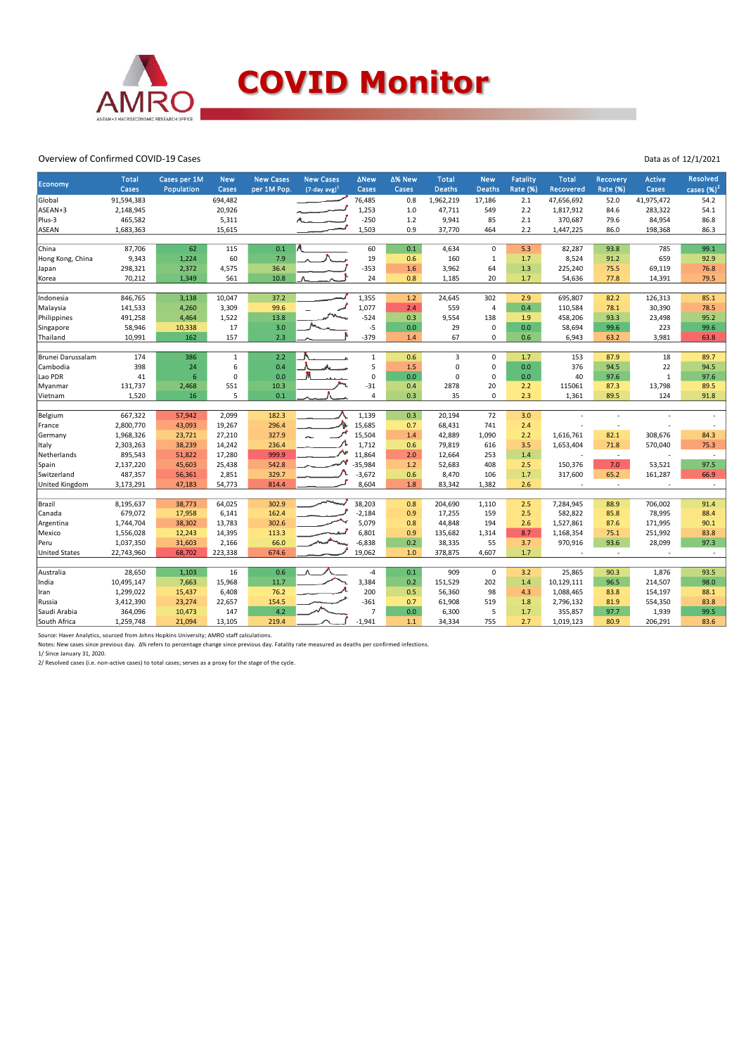# COVID Monitor

AMRO — ASEAN+3 MACROECONOMIC RESEARCH OFFICE

Overview of Confirmed COVID-19 Cases

Data as of 12/1/2021

| Economy | Total Cases | Cases per 1M Population | New Cases | New Cases per 1M Pop. | New Cases (7-day avg)[1] | ΔNew Cases | Δ% New Cases | Total Deaths | New Deaths | Fatality Rate (%) | Total Recovered | Recovery Rate (%) | Active Cases | Resolved cases (%)[2] |
|---|---|---|---|---|---|---|---|---|---|---|---|---|---|---|
| Global | 91,594,383 | | 694,482 | | | 76,485 | 0.8 | 1,962,219 | 17,186 | 2.1 | 47,656,692 | 52.0 | 41,975,472 | 54.2 |
| ASEAN+3 | 2,148,945 | | 20,926 | | | 1,253 | 1.0 | 47,711 | 549 | 2.2 | 1,817,912 | 84.6 | 283,322 | 54.1 |
| Plus-3 | 465,582 | | 5,311 | | | -250 | 1.2 | 9,941 | 85 | 2.1 | 370,687 | 79.6 | 84,954 | 86.8 |
| ASEAN | 1,683,363 | | 15,615 | | | 1,503 | 0.9 | 37,770 | 464 | 2.2 | 1,447,225 | 86.0 | 198,368 | 86.3 |
| | | | | | | | | | | | | | | |
| China | 87,706 | 62 | 115 | 0.1 | | 60 | 0.1 | 4,634 | 0 | 5.3 | 82,287 | 93.8 | 785 | 99.1 |
| Hong Kong, China | 9,343 | 1,224 | 60 | 7.9 | | 19 | 0.6 | 160 | 1 | 1.7 | 8,524 | 91.2 | 659 | 92.9 |
| Japan | 298,321 | 2,372 | 4,575 | 36.4 | | -353 | 1.6 | 3,962 | 64 | 1.3 | 225,240 | 75.5 | 69,119 | 76.8 |
| Korea | 70,212 | 1,349 | 561 | 10.8 | | 24 | 0.8 | 1,185 | 20 | 1.7 | 54,636 | 77.8 | 14,391 | 79.5 |
| | | | | | | | | | | | | | | |
| Indonesia | 846,765 | 3,138 | 10,047 | 37.2 | | 1,355 | 1.2 | 24,645 | 302 | 2.9 | 695,807 | 82.2 | 126,313 | 85.1 |
| Malaysia | 141,533 | 4,260 | 3,309 | 99.6 | | 1,077 | 2.4 | 559 | 4 | 0.4 | 110,584 | 78.1 | 30,390 | 78.5 |
| Philippines | 491,258 | 4,464 | 1,522 | 13.8 | | -524 | 0.3 | 9,554 | 138 | 1.9 | 458,206 | 93.3 | 23,498 | 95.2 |
| Singapore | 58,946 | 10,338 | 17 | 3.0 | | -5 | 0.0 | 29 | 0 | 0.0 | 58,694 | 99.6 | 223 | 99.6 |
| Thailand | 10,991 | 162 | 157 | 2.3 | | -379 | 1.4 | 67 | 0 | 0.6 | 6,943 | 63.2 | 3,981 | 63.8 |
| | | | | | | | | | | | | | | |
| Brunei Darussalam | 174 | 386 | 1 | 2.2 | | 1 | 0.6 | 3 | 0 | 1.7 | 153 | 87.9 | 18 | 89.7 |
| Cambodia | 398 | 24 | 6 | 0.4 | | 5 | 1.5 | 0 | 0 | 0.0 | 376 | 94.5 | 22 | 94.5 |
| Lao PDR | 41 | 6 | 0 | 0.0 | | 0 | 0.0 | 0 | 0 | 0.0 | 40 | 97.6 | 1 | 97.6 |
| Myanmar | 131,737 | 2,468 | 551 | 10.3 | | -31 | 0.4 | 2878 | 20 | 2.2 | 115061 | 87.3 | 13,798 | 89.5 |
| Vietnam | 1,520 | 16 | 5 | 0.1 | | 4 | 0.3 | 35 | 0 | 2.3 | 1,361 | 89.5 | 124 | 91.8 |
| | | | | | | | | | | | | | | |
| Belgium | 667,322 | 57,942 | 2,099 | 182.3 | | 1,139 | 0.3 | 20,194 | 72 | 3.0 | - | - | - | - |
| France | 2,800,770 | 43,093 | 19,267 | 296.4 | | 15,685 | 0.7 | 68,431 | 741 | 2.4 | - | - | - | - |
| Germany | 1,968,326 | 23,721 | 27,210 | 327.9 | | 15,504 | 1.4 | 42,889 | 1,090 | 2.2 | 1,616,761 | 82.1 | 308,676 | 84.3 |
| Italy | 2,303,263 | 38,239 | 14,242 | 236.4 | | 1,712 | 0.6 | 79,819 | 616 | 3.5 | 1,653,404 | 71.8 | 570,040 | 75.3 |
| Netherlands | 895,543 | 51,822 | 17,280 | 999.9 | | 11,864 | 2.0 | 12,664 | 253 | 1.4 | - | - | - | - |
| Spain | 2,137,220 | 45,603 | 25,438 | 542.8 | | -35,984 | 1.2 | 52,683 | 408 | 2.5 | 150,376 | 7.0 | 53,521 | 97.5 |
| Switzerland | 487,357 | 56,361 | 2,851 | 329.7 | | -3,672 | 0.6 | 8,470 | 106 | 1.7 | 317,600 | 65.2 | 161,287 | 66.9 |
| United Kingdom | 3,173,291 | 47,183 | 54,773 | 814.4 | | 8,604 | 1.8 | 83,342 | 1,382 | 2.6 | - | - | - | - |
| | | | | | | | | | | | | | | |
| Brazil | 8,195,637 | 38,773 | 64,025 | 302.9 | | 38,203 | 0.8 | 204,690 | 1,110 | 2.5 | 7,284,945 | 88.9 | 706,002 | 91.4 |
| Canada | 679,072 | 17,958 | 6,141 | 162.4 | | -2,184 | 0.9 | 17,255 | 159 | 2.5 | 582,822 | 85.8 | 78,995 | 88.4 |
| Argentina | 1,744,704 | 38,302 | 13,783 | 302.6 | | 5,079 | 0.8 | 44,848 | 194 | 2.6 | 1,527,861 | 87.6 | 171,995 | 90.1 |
| Mexico | 1,556,028 | 12,243 | 14,395 | 113.3 | | 6,801 | 0.9 | 135,682 | 1,314 | 8.7 | 1,168,354 | 75.1 | 251,992 | 83.8 |
| Peru | 1,037,350 | 31,603 | 2,166 | 66.0 | | -6,838 | 0.2 | 38,335 | 55 | 3.7 | 970,916 | 93.6 | 28,099 | 97.3 |
| United States | 22,743,960 | 68,702 | 223,338 | 674.6 | | 19,062 | 1.0 | 378,875 | 4,607 | 1.7 | - | - | - | - |
| | | | | | | | | | | | | | | |
| Australia | 28,650 | 1,103 | 16 | 0.6 | | -4 | 0.1 | 909 | 0 | 3.2 | 25,865 | 90.3 | 1,876 | 93.5 |
| India | 10,495,147 | 7,663 | 15,968 | 11.7 | | 3,384 | 0.2 | 151,529 | 202 | 1.4 | 10,129,111 | 96.5 | 214,507 | 98.0 |
| Iran | 1,299,022 | 15,437 | 6,408 | 76.2 | | 200 | 0.5 | 56,360 | 98 | 4.3 | 1,088,465 | 83.8 | 154,197 | 88.1 |
| Russia | 3,412,390 | 23,274 | 22,657 | 154.5 | | -361 | 0.7 | 61,908 | 519 | 1.8 | 2,796,132 | 81.9 | 554,350 | 83.8 |
| Saudi Arabia | 364,096 | 10,473 | 147 | 4.2 | | 7 | 0.0 | 6,300 | 5 | 1.7 | 355,857 | 97.7 | 1,939 | 99.5 |
| South Africa | 1,259,748 | 21,094 | 13,105 | 219.4 | | -1,941 | 1.1 | 34,334 | 755 | 2.7 | 1,019,123 | 80.9 | 206,291 | 83.6 |

Source: Haver Analytics, sourced from Johns Hopkins University; AMRO staff calculations.

Notes: New cases since previous day. Δ% refers to percentage change since previous day. Fatality rate measured as deaths per confirmed infections.

1/ Since January 31, 2020.

2/ Resolved cases (i.e. non-active cases) to total cases; serves as a proxy for the stage of the cycle.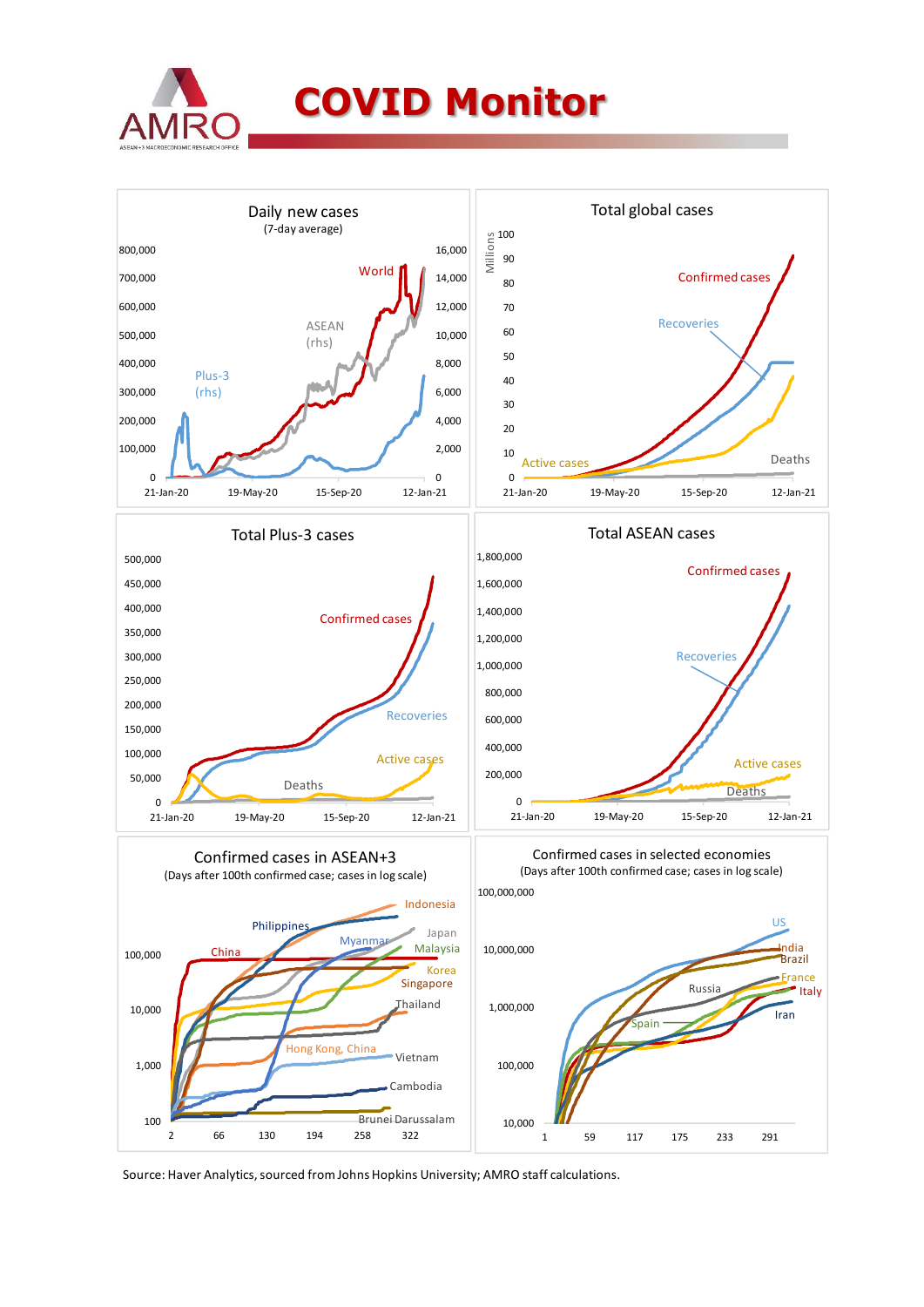AMRO
ASEAN+3 MACROECONOMIC RESEARCH OFFICE

# COVID Monitor

Daily new cases
(7-day average)

800,000
700,000
600,000
500,000
400,000
300,000
200,000
100,000
0

16,000
14,000
12,000
10,000
8,000
6,000
4,000
2,000
0

World
ASEAN (rhs)
Plus-3 (rhs)

21-Jan-20
19-May-20
15-Sep-20
12-Jan-21

Total global cases

Millions
100
90
80
70
60
50
40
30
20
10
0

Confirmed cases
Recoveries
Active cases
Deaths

21-Jan-20
19-May-20
15-Sep-20
12-Jan-21

Total Plus-3 cases

500,000
450,000
400,000
350,000
300,000
250,000
200,000
150,000
100,000
50,000
0

Confirmed cases
Recoveries
Active cases
Deaths

21-Jan-20
19-May-20
15-Sep-20
12-Jan-21

Total ASEAN cases

1,800,000
1,600,000
1,400,000
1,200,000
1,000,000
800,000
600,000
400,000
200,000
0

Confirmed cases
Recoveries
Active cases
Deaths

21-Jan-20
19-May-20
15-Sep-20
12-Jan-21

Confirmed cases in ASEAN+3
(Days after 100th confirmed case; cases in log scale)

100,000
10,000
1,000
100

Indonesia
Philippines
Japan
Myanmar
Malaysia
China
Korea
Singapore
Thailand
Hong Kong, China
Vietnam
Cambodia
Brunei Darussalam

2
66
130
194
258
322

Confirmed cases in selected economies
(Days after 100th confirmed case; cases in log scale)

100,000,000
10,000,000
1,000,000
100,000
10,000

US
India
Brazil
France
Italy
Russia
Iran
Spain

1
59
117
175
233
291

Source: Haver Analytics, sourced from Johns Hopkins University; AMRO staff calculations.